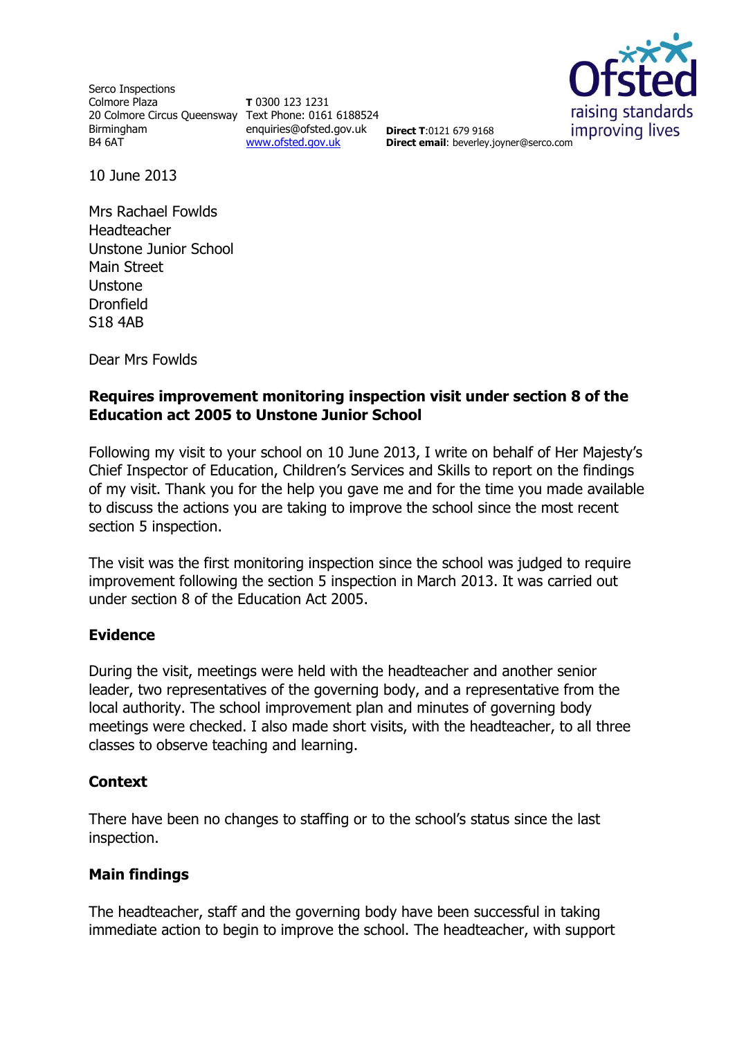Serco Inspections
Colmore Plaza
20 Colmore Circus Queensway
Birmingham
B4 6AT

**T** 0300 123 1231
Text Phone: 0161 6188524
enquiries@ofsted.gov.uk
www.ofsted.gov.uk

**Direct T**:0121 679 9168
**Direct email**: beverley.joyner@serco.com

Ofsted
raising standards
improving lives

10 June 2013

Mrs Rachael Fowlds
Headteacher
Unstone Junior School
Main Street
Unstone
Dronfield
S18 4AB

Dear Mrs Fowlds

**Requires improvement monitoring inspection visit under section 8 of the Education act 2005 to Unstone Junior School**

Following my visit to your school on 10 June 2013, I write on behalf of Her Majesty's Chief Inspector of Education, Children's Services and Skills to report on the findings of my visit. Thank you for the help you gave me and for the time you made available to discuss the actions you are taking to improve the school since the most recent section 5 inspection.

The visit was the first monitoring inspection since the school was judged to require improvement following the section 5 inspection in March 2013. It was carried out under section 8 of the Education Act 2005.

## Evidence

During the visit, meetings were held with the headteacher and another senior leader, two representatives of the governing body, and a representative from the local authority. The school improvement plan and minutes of governing body meetings were checked. I also made short visits, with the headteacher, to all three classes to observe teaching and learning.

## Context

There have been no changes to staffing or to the school's status since the last inspection.

## Main findings

The headteacher, staff and the governing body have been successful in taking immediate action to begin to improve the school. The headteacher, with support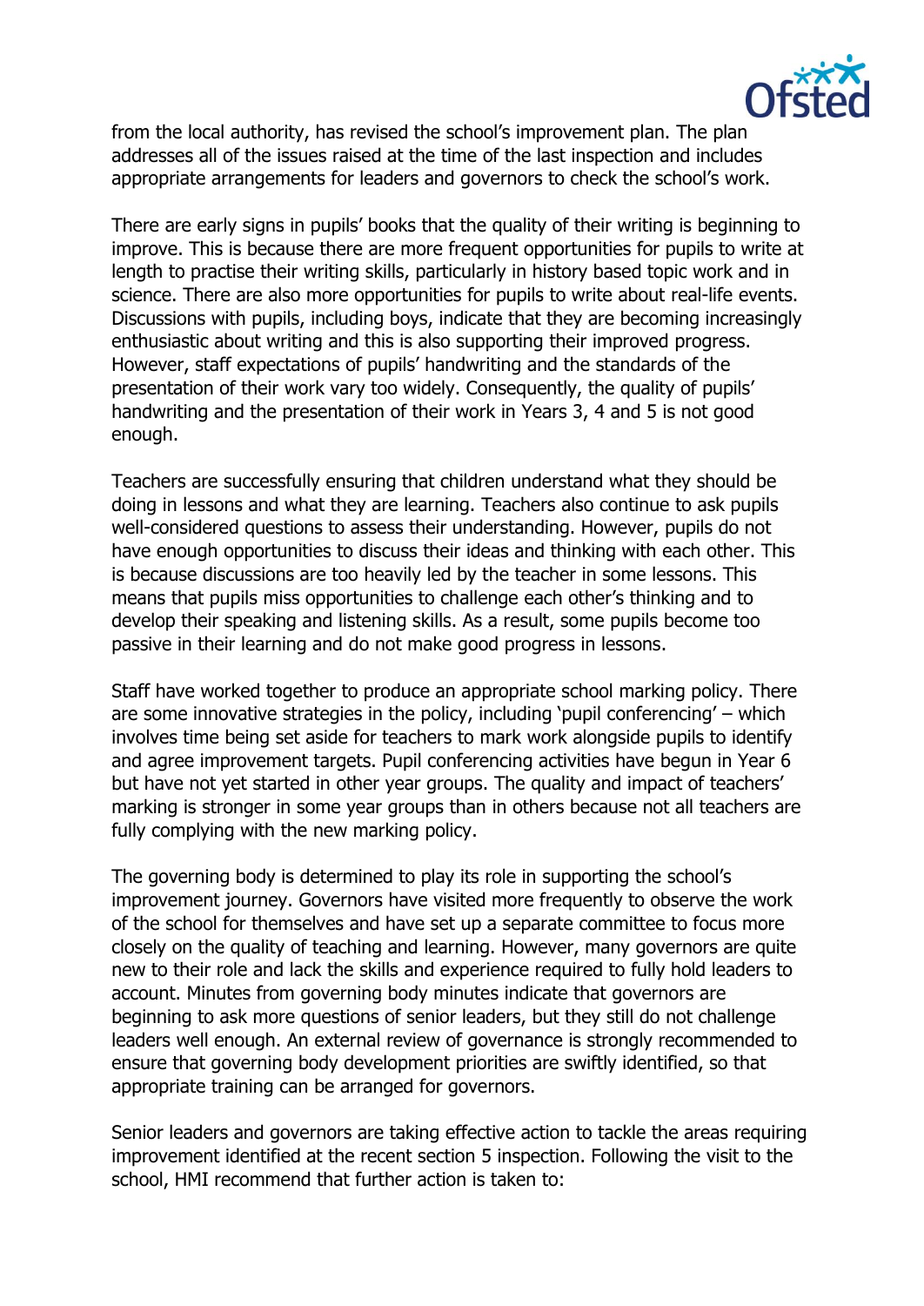from the local authority, has revised the school's improvement plan. The plan addresses all of the issues raised at the time of the last inspection and includes appropriate arrangements for leaders and governors to check the school's work.

There are early signs in pupils' books that the quality of their writing is beginning to improve. This is because there are more frequent opportunities for pupils to write at length to practise their writing skills, particularly in history based topic work and in science. There are also more opportunities for pupils to write about real-life events. Discussions with pupils, including boys, indicate that they are becoming increasingly enthusiastic about writing and this is also supporting their improved progress. However, staff expectations of pupils' handwriting and the standards of the presentation of their work vary too widely. Consequently, the quality of pupils' handwriting and the presentation of their work in Years 3, 4 and 5 is not good enough.

Teachers are successfully ensuring that children understand what they should be doing in lessons and what they are learning. Teachers also continue to ask pupils well-considered questions to assess their understanding. However, pupils do not have enough opportunities to discuss their ideas and thinking with each other. This is because discussions are too heavily led by the teacher in some lessons. This means that pupils miss opportunities to challenge each other's thinking and to develop their speaking and listening skills. As a result, some pupils become too passive in their learning and do not make good progress in lessons.

Staff have worked together to produce an appropriate school marking policy. There are some innovative strategies in the policy, including 'pupil conferencing' – which involves time being set aside for teachers to mark work alongside pupils to identify and agree improvement targets. Pupil conferencing activities have begun in Year 6 but have not yet started in other year groups. The quality and impact of teachers' marking is stronger in some year groups than in others because not all teachers are fully complying with the new marking policy.

The governing body is determined to play its role in supporting the school's improvement journey. Governors have visited more frequently to observe the work of the school for themselves and have set up a separate committee to focus more closely on the quality of teaching and learning. However, many governors are quite new to their role and lack the skills and experience required to fully hold leaders to account. Minutes from governing body minutes indicate that governors are beginning to ask more questions of senior leaders, but they still do not challenge leaders well enough. An external review of governance is strongly recommended to ensure that governing body development priorities are swiftly identified, so that appropriate training can be arranged for governors.

Senior leaders and governors are taking effective action to tackle the areas requiring improvement identified at the recent section 5 inspection. Following the visit to the school, HMI recommend that further action is taken to: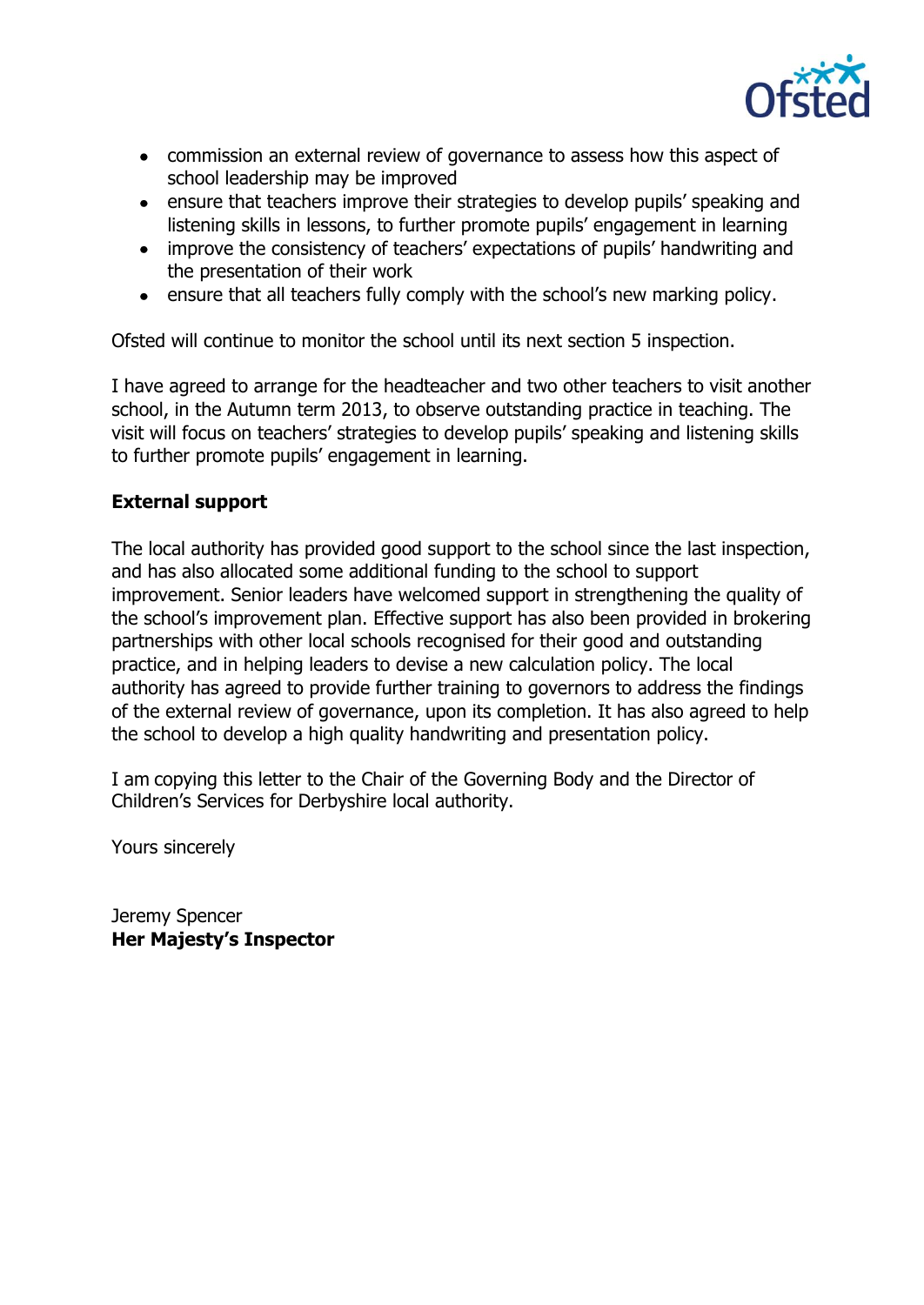- commission an external review of governance to assess how this aspect of school leadership may be improved
- ensure that teachers improve their strategies to develop pupils' speaking and listening skills in lessons, to further promote pupils' engagement in learning
- improve the consistency of teachers' expectations of pupils' handwriting and the presentation of their work
- ensure that all teachers fully comply with the school's new marking policy.

Ofsted will continue to monitor the school until its next section 5 inspection.

I have agreed to arrange for the headteacher and two other teachers to visit another school, in the Autumn term 2013, to observe outstanding practice in teaching. The visit will focus on teachers' strategies to develop pupils' speaking and listening skills to further promote pupils' engagement in learning.

**External support**

The local authority has provided good support to the school since the last inspection, and has also allocated some additional funding to the school to support improvement. Senior leaders have welcomed support in strengthening the quality of the school's improvement plan. Effective support has also been provided in brokering partnerships with other local schools recognised for their good and outstanding practice, and in helping leaders to devise a new calculation policy. The local authority has agreed to provide further training to governors to address the findings of the external review of governance, upon its completion. It has also agreed to help the school to develop a high quality handwriting and presentation policy.

I am copying this letter to the Chair of the Governing Body and the Director of Children's Services for Derbyshire local authority.

Yours sincerely

Jeremy Spencer
**Her Majesty's Inspector**